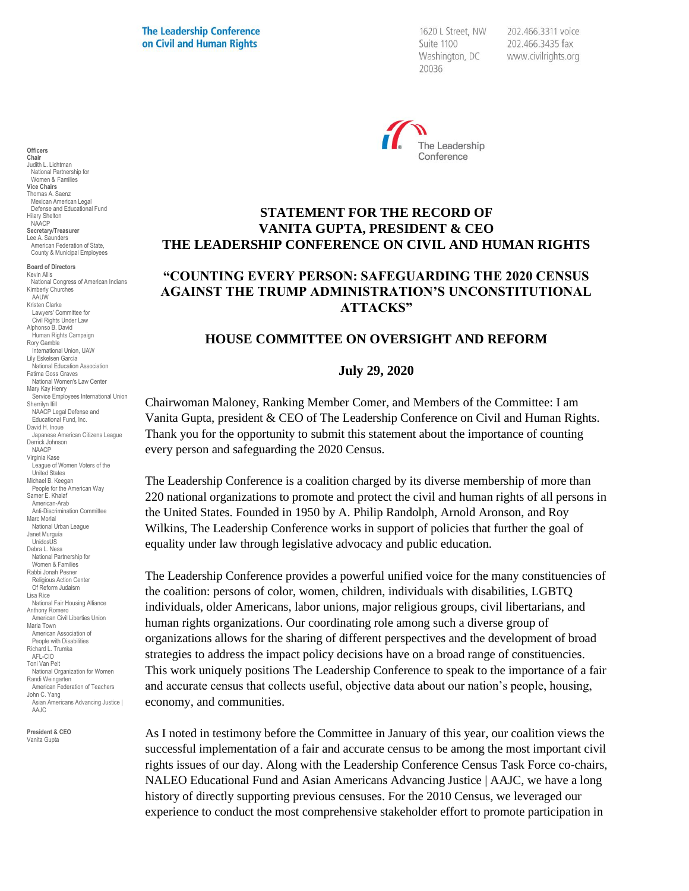**The Leadership Conference on Civil and Human Rights**

1620 L Street, NW
Suite 1100
Washington, DC
20036

202.466.3311 voice
202.466.3435 fax
www.civilrights.org

The Leadership Conference

**Officers**
**Chair**
Judith L. Lichtman
National Partnership for Women & Families
**Vice Chairs**
Thomas A. Saenz
Mexican American Legal Defense and Educational Fund
Hilary Shelton
NAACP
**Secretary/Treasurer**
Lee A. Saunders
American Federation of State, County & Municipal Employees

**Board of Directors**
Kevin Allis
National Congress of American Indians
Kimberly Churches
AAUW
Kristen Clarke
Lawyers' Committee for Civil Rights Under Law
Alphonso B. David
Human Rights Campaign
Rory Gamble
International Union, UAW
Lily Eskelsen García
National Education Association
Fatima Goss Graves
National Women's Law Center
Mary Kay Henry
Service Employees International Union
Sherrilyn Ifill
NAACP Legal Defense and Educational Fund, Inc.
David H. Inoue
Japanese American Citizens League
Derrick Johnson
NAACP
Virginia Kase
League of Women Voters of the United States
Michael B. Keegan
People for the American Way
Samer E. Khalaf
American-Arab Anti-Discrimination Committee
Marc Morial
National Urban League
Janet Murguía
UnidosUS
Debra L. Ness
National Partnership for Women & Families
Rabbi Jonah Pesner
Religious Action Center Of Reform Judaism
Lisa Rice
National Fair Housing Alliance
Anthony Romero
American Civil Liberties Union
Maria Town
American Association of People with Disabilities
Richard L. Trumka
AFL-CIO
Toni Van Pelt
National Organization for Women
Randi Weingarten
American Federation of Teachers
John C. Yang
Asian Americans Advancing Justice | AAJC

**President & CEO**
Vanita Gupta

# STATEMENT FOR THE RECORD OF VANITA GUPTA, PRESIDENT & CEO THE LEADERSHIP CONFERENCE ON CIVIL AND HUMAN RIGHTS

## "COUNTING EVERY PERSON: SAFEGUARDING THE 2020 CENSUS AGAINST THE TRUMP ADMINISTRATION'S UNCONSTITUTIONAL ATTACKS"

## HOUSE COMMITTEE ON OVERSIGHT AND REFORM

### July 29, 2020

Chairwoman Maloney, Ranking Member Comer, and Members of the Committee: I am Vanita Gupta, president & CEO of The Leadership Conference on Civil and Human Rights. Thank you for the opportunity to submit this statement about the importance of counting every person and safeguarding the 2020 Census.

The Leadership Conference is a coalition charged by its diverse membership of more than 220 national organizations to promote and protect the civil and human rights of all persons in the United States. Founded in 1950 by A. Philip Randolph, Arnold Aronson, and Roy Wilkins, The Leadership Conference works in support of policies that further the goal of equality under law through legislative advocacy and public education.

The Leadership Conference provides a powerful unified voice for the many constituencies of the coalition: persons of color, women, children, individuals with disabilities, LGBTQ individuals, older Americans, labor unions, major religious groups, civil libertarians, and human rights organizations. Our coordinating role among such a diverse group of organizations allows for the sharing of different perspectives and the development of broad strategies to address the impact policy decisions have on a broad range of constituencies. This work uniquely positions The Leadership Conference to speak to the importance of a fair and accurate census that collects useful, objective data about our nation's people, housing, economy, and communities.

As I noted in testimony before the Committee in January of this year, our coalition views the successful implementation of a fair and accurate census to be among the most important civil rights issues of our day. Along with the Leadership Conference Census Task Force co-chairs, NALEO Educational Fund and Asian Americans Advancing Justice | AAJC, we have a long history of directly supporting previous censuses. For the 2010 Census, we leveraged our experience to conduct the most comprehensive stakeholder effort to promote participation in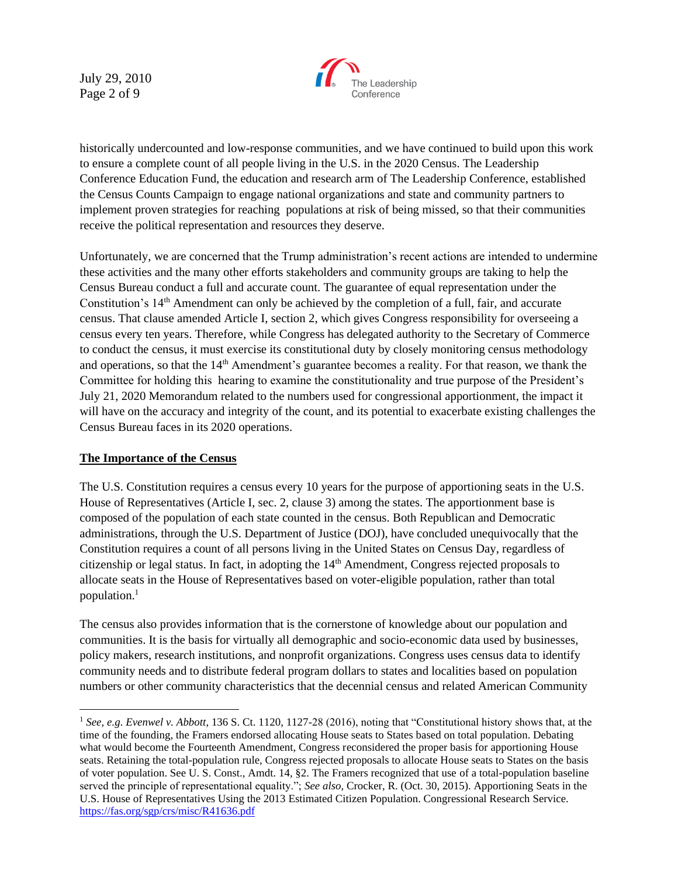historically undercounted and low-response communities, and we have continued to build upon this work to ensure a complete count of all people living in the U.S. in the 2020 Census. The Leadership Conference Education Fund, the education and research arm of The Leadership Conference, established the Census Counts Campaign to engage national organizations and state and community partners to implement proven strategies for reaching populations at risk of being missed, so that their communities receive the political representation and resources they deserve.

Unfortunately, we are concerned that the Trump administration's recent actions are intended to undermine these activities and the many other efforts stakeholders and community groups are taking to help the Census Bureau conduct a full and accurate count. The guarantee of equal representation under the Constitution's 14th Amendment can only be achieved by the completion of a full, fair, and accurate census. That clause amended Article I, section 2, which gives Congress responsibility for overseeing a census every ten years. Therefore, while Congress has delegated authority to the Secretary of Commerce to conduct the census, it must exercise its constitutional duty by closely monitoring census methodology and operations, so that the 14th Amendment's guarantee becomes a reality. For that reason, we thank the Committee for holding this hearing to examine the constitutionality and true purpose of the President's July 21, 2020 Memorandum related to the numbers used for congressional apportionment, the impact it will have on the accuracy and integrity of the count, and its potential to exacerbate existing challenges the Census Bureau faces in its 2020 operations.

## The Importance of the Census

The U.S. Constitution requires a census every 10 years for the purpose of apportioning seats in the U.S. House of Representatives (Article I, sec. 2, clause 3) among the states. The apportionment base is composed of the population of each state counted in the census. Both Republican and Democratic administrations, through the U.S. Department of Justice (DOJ), have concluded unequivocally that the Constitution requires a count of all persons living in the United States on Census Day, regardless of citizenship or legal status. In fact, in adopting the 14th Amendment, Congress rejected proposals to allocate seats in the House of Representatives based on voter-eligible population, rather than total population.[1]

The census also provides information that is the cornerstone of knowledge about our population and communities. It is the basis for virtually all demographic and socio-economic data used by businesses, policy makers, research institutions, and nonprofit organizations. Congress uses census data to identify community needs and to distribute federal program dollars to states and localities based on population numbers or other community characteristics that the decennial census and related American Community

---

[1] *See, e.g. Evenwel v. Abbott*, 136 S. Ct. 1120, 1127-28 (2016), noting that "Constitutional history shows that, at the time of the founding, the Framers endorsed allocating House seats to States based on total population. Debating what would become the Fourteenth Amendment, Congress reconsidered the proper basis for apportioning House seats. Retaining the total-population rule, Congress rejected proposals to allocate House seats to States on the basis of voter population. See U. S. Const., Amdt. 14, §2. The Framers recognized that use of a total-population baseline served the principle of representational equality."; *See also*, Crocker, R. (Oct. 30, 2015). Apportioning Seats in the U.S. House of Representatives Using the 2013 Estimated Citizen Population. Congressional Research Service. https://fas.org/sgp/crs/misc/R41636.pdf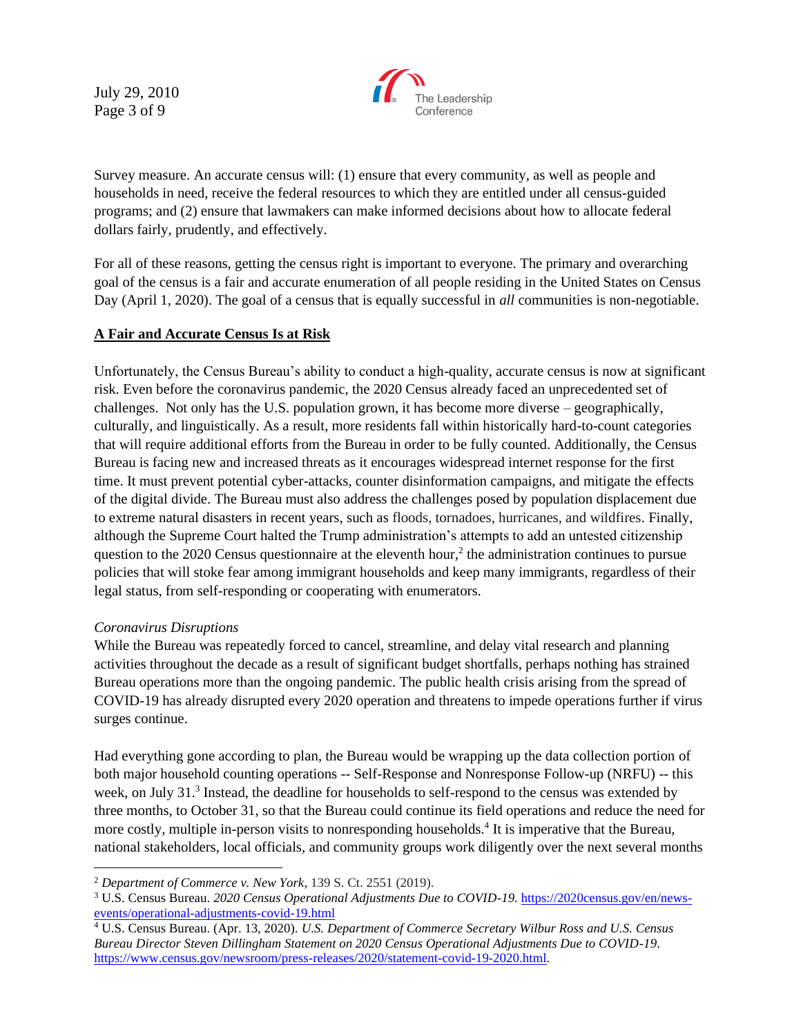Survey measure. An accurate census will: (1) ensure that every community, as well as people and households in need, receive the federal resources to which they are entitled under all census-guided programs; and (2) ensure that lawmakers can make informed decisions about how to allocate federal dollars fairly, prudently, and effectively.

For all of these reasons, getting the census right is important to everyone. The primary and overarching goal of the census is a fair and accurate enumeration of all people residing in the United States on Census Day (April 1, 2020). The goal of a census that is equally successful in *all* communities is non-negotiable.

**A Fair and Accurate Census Is at Risk**

Unfortunately, the Census Bureau's ability to conduct a high-quality, accurate census is now at significant risk. Even before the coronavirus pandemic, the 2020 Census already faced an unprecedented set of challenges. Not only has the U.S. population grown, it has become more diverse – geographically, culturally, and linguistically. As a result, more residents fall within historically hard-to-count categories that will require additional efforts from the Bureau in order to be fully counted. Additionally, the Census Bureau is facing new and increased threats as it encourages widespread internet response for the first time. It must prevent potential cyber-attacks, counter disinformation campaigns, and mitigate the effects of the digital divide. The Bureau must also address the challenges posed by population displacement due to extreme natural disasters in recent years, such as floods, tornadoes, hurricanes, and wildfires. Finally, although the Supreme Court halted the Trump administration's attempts to add an untested citizenship question to the 2020 Census questionnaire at the eleventh hour,[2] the administration continues to pursue policies that will stoke fear among immigrant households and keep many immigrants, regardless of their legal status, from self-responding or cooperating with enumerators.

*Coronavirus Disruptions*

While the Bureau was repeatedly forced to cancel, streamline, and delay vital research and planning activities throughout the decade as a result of significant budget shortfalls, perhaps nothing has strained Bureau operations more than the ongoing pandemic. The public health crisis arising from the spread of COVID-19 has already disrupted every 2020 operation and threatens to impede operations further if virus surges continue.

Had everything gone according to plan, the Bureau would be wrapping up the data collection portion of both major household counting operations -- Self-Response and Nonresponse Follow-up (NRFU) -- this week, on July 31.[3] Instead, the deadline for households to self-respond to the census was extended by three months, to October 31, so that the Bureau could continue its field operations and reduce the need for more costly, multiple in-person visits to nonresponding households.[4] It is imperative that the Bureau, national stakeholders, local officials, and community groups work diligently over the next several months

---

[2] *Department of Commerce v. New York*, 139 S. Ct. 2551 (2019).

[3] U.S. Census Bureau. *2020 Census Operational Adjustments Due to COVID-19.* https://2020census.gov/en/news-events/operational-adjustments-covid-19.html

[4] U.S. Census Bureau. (Apr. 13, 2020). *U.S. Department of Commerce Secretary Wilbur Ross and U.S. Census Bureau Director Steven Dillingham Statement on 2020 Census Operational Adjustments Due to COVID-19*. https://www.census.gov/newsroom/press-releases/2020/statement-covid-19-2020.html.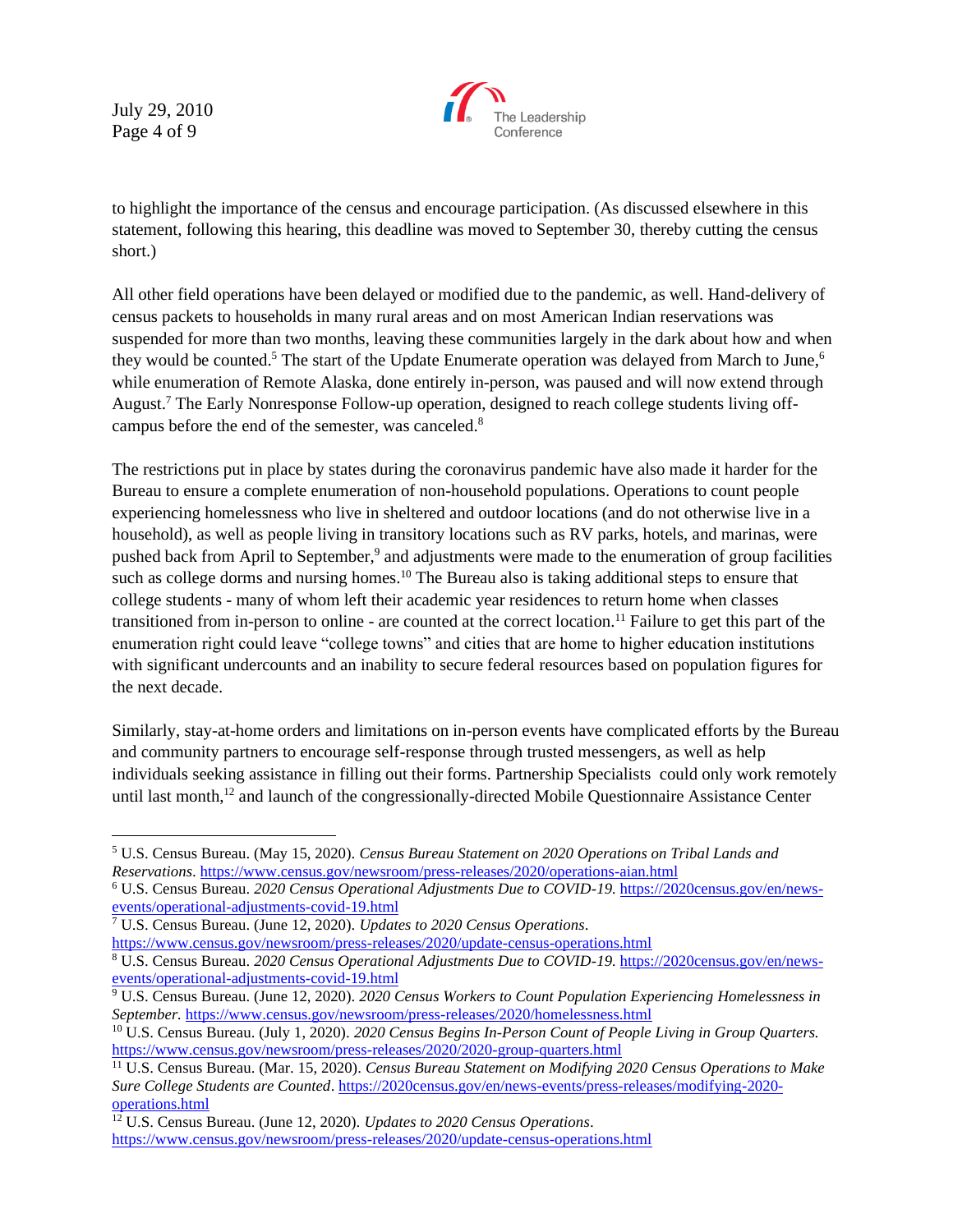to highlight the importance of the census and encourage participation. (As discussed elsewhere in this statement, following this hearing, this deadline was moved to September 30, thereby cutting the census short.)

All other field operations have been delayed or modified due to the pandemic, as well. Hand-delivery of census packets to households in many rural areas and on most American Indian reservations was suspended for more than two months, leaving these communities largely in the dark about how and when they would be counted.[5] The start of the Update Enumerate operation was delayed from March to June,[6] while enumeration of Remote Alaska, done entirely in-person, was paused and will now extend through August.[7] The Early Nonresponse Follow-up operation, designed to reach college students living off-campus before the end of the semester, was canceled.[8]

The restrictions put in place by states during the coronavirus pandemic have also made it harder for the Bureau to ensure a complete enumeration of non-household populations. Operations to count people experiencing homelessness who live in sheltered and outdoor locations (and do not otherwise live in a household), as well as people living in transitory locations such as RV parks, hotels, and marinas, were pushed back from April to September,[9] and adjustments were made to the enumeration of group facilities such as college dorms and nursing homes.[10] The Bureau also is taking additional steps to ensure that college students - many of whom left their academic year residences to return home when classes transitioned from in-person to online - are counted at the correct location.[11] Failure to get this part of the enumeration right could leave "college towns" and cities that are home to higher education institutions with significant undercounts and an inability to secure federal resources based on population figures for the next decade.

Similarly, stay-at-home orders and limitations on in-person events have complicated efforts by the Bureau and community partners to encourage self-response through trusted messengers, as well as help individuals seeking assistance in filling out their forms. Partnership Specialists could only work remotely until last month,[12] and launch of the congressionally-directed Mobile Questionnaire Assistance Center

---

[5] U.S. Census Bureau. (May 15, 2020). *Census Bureau Statement on 2020 Operations on Tribal Lands and Reservations*. https://www.census.gov/newsroom/press-releases/2020/operations-aian.html

[6] U.S. Census Bureau. *2020 Census Operational Adjustments Due to COVID-19.* https://2020census.gov/en/news-events/operational-adjustments-covid-19.html

[7] U.S. Census Bureau. (June 12, 2020). *Updates to 2020 Census Operations*. https://www.census.gov/newsroom/press-releases/2020/update-census-operations.html

[8] U.S. Census Bureau. *2020 Census Operational Adjustments Due to COVID-19.* https://2020census.gov/en/news-events/operational-adjustments-covid-19.html

[9] U.S. Census Bureau. (June 12, 2020). *2020 Census Workers to Count Population Experiencing Homelessness in September.* https://www.census.gov/newsroom/press-releases/2020/homelessness.html

[10] U.S. Census Bureau. (July 1, 2020). *2020 Census Begins In-Person Count of People Living in Group Quarters.* https://www.census.gov/newsroom/press-releases/2020/2020-group-quarters.html

[11] U.S. Census Bureau. (Mar. 15, 2020). *Census Bureau Statement on Modifying 2020 Census Operations to Make Sure College Students are Counted*. https://2020census.gov/en/news-events/press-releases/modifying-2020-operations.html

[12] U.S. Census Bureau. (June 12, 2020). *Updates to 2020 Census Operations*. https://www.census.gov/newsroom/press-releases/2020/update-census-operations.html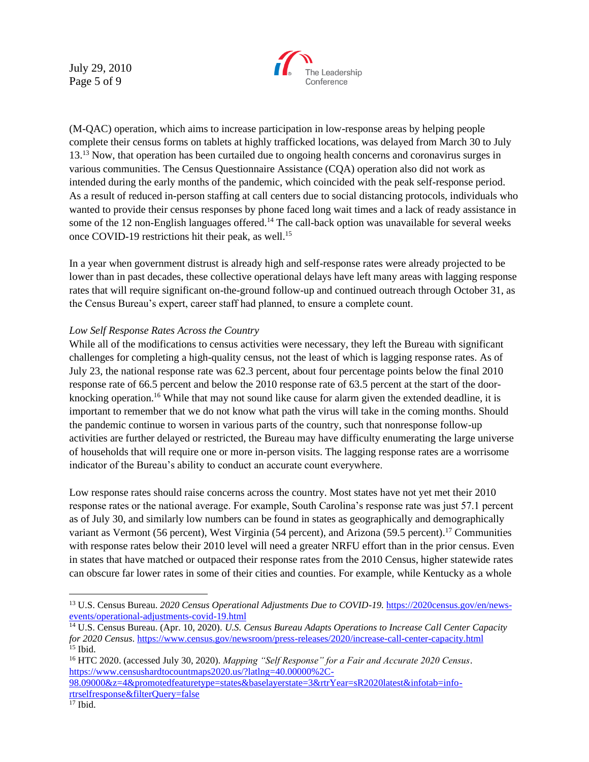(M-QAC) operation, which aims to increase participation in low-response areas by helping people complete their census forms on tablets at highly trafficked locations, was delayed from March 30 to July 13.[13] Now, that operation has been curtailed due to ongoing health concerns and coronavirus surges in various communities. The Census Questionnaire Assistance (CQA) operation also did not work as intended during the early months of the pandemic, which coincided with the peak self-response period. As a result of reduced in-person staffing at call centers due to social distancing protocols, individuals who wanted to provide their census responses by phone faced long wait times and a lack of ready assistance in some of the 12 non-English languages offered.[14] The call-back option was unavailable for several weeks once COVID-19 restrictions hit their peak, as well.[15]

In a year when government distrust is already high and self-response rates were already projected to be lower than in past decades, these collective operational delays have left many areas with lagging response rates that will require significant on-the-ground follow-up and continued outreach through October 31, as the Census Bureau's expert, career staff had planned, to ensure a complete count.

*Low Self Response Rates Across the Country*

While all of the modifications to census activities were necessary, they left the Bureau with significant challenges for completing a high-quality census, not the least of which is lagging response rates. As of July 23, the national response rate was 62.3 percent, about four percentage points below the final 2010 response rate of 66.5 percent and below the 2010 response rate of 63.5 percent at the start of the door-knocking operation.[16] While that may not sound like cause for alarm given the extended deadline, it is important to remember that we do not know what path the virus will take in the coming months. Should the pandemic continue to worsen in various parts of the country, such that nonresponse follow-up activities are further delayed or restricted, the Bureau may have difficulty enumerating the large universe of households that will require one or more in-person visits. The lagging response rates are a worrisome indicator of the Bureau's ability to conduct an accurate count everywhere.

Low response rates should raise concerns across the country. Most states have not yet met their 2010 response rates or the national average. For example, South Carolina's response rate was just 57.1 percent as of July 30, and similarly low numbers can be found in states as geographically and demographically variant as Vermont (56 percent), West Virginia (54 percent), and Arizona (59.5 percent).[17] Communities with response rates below their 2010 level will need a greater NRFU effort than in the prior census. Even in states that have matched or outpaced their response rates from the 2010 Census, higher statewide rates can obscure far lower rates in some of their cities and counties. For example, while Kentucky as a whole

---

[13] U.S. Census Bureau. *2020 Census Operational Adjustments Due to COVID-19.* https://2020census.gov/en/news-events/operational-adjustments-covid-19.html

[14] U.S. Census Bureau. (Apr. 10, 2020). *U.S. Census Bureau Adapts Operations to Increase Call Center Capacity for 2020 Census*. https://www.census.gov/newsroom/press-releases/2020/increase-call-center-capacity.html

[15] Ibid.

[16] HTC 2020. (accessed July 30, 2020). *Mapping "Self Response" for a Fair and Accurate 2020 Census*. https://www.censushardtocountmaps2020.us/?latlng=40.00000%2C-98.09000&z=4&promotedfeaturetype=states&baselayerstate=3&rtrYear=sR2020latest&infotab=info-rtrselfresponse&filterQuery=false

[17] Ibid.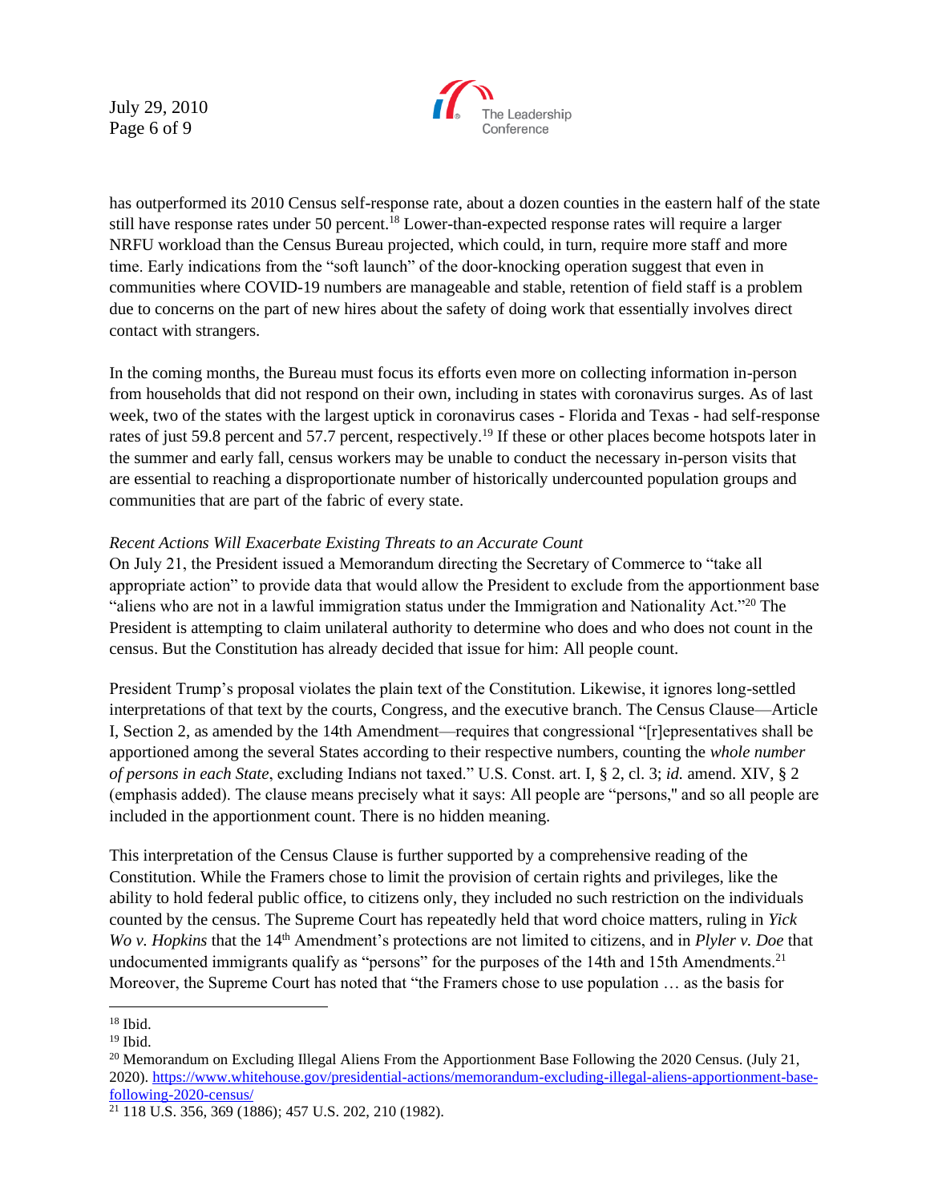has outperformed its 2010 Census self-response rate, about a dozen counties in the eastern half of the state still have response rates under 50 percent.[18] Lower-than-expected response rates will require a larger NRFU workload than the Census Bureau projected, which could, in turn, require more staff and more time. Early indications from the "soft launch" of the door-knocking operation suggest that even in communities where COVID-19 numbers are manageable and stable, retention of field staff is a problem due to concerns on the part of new hires about the safety of doing work that essentially involves direct contact with strangers.

In the coming months, the Bureau must focus its efforts even more on collecting information in-person from households that did not respond on their own, including in states with coronavirus surges. As of last week, two of the states with the largest uptick in coronavirus cases - Florida and Texas - had self-response rates of just 59.8 percent and 57.7 percent, respectively.[19] If these or other places become hotspots later in the summer and early fall, census workers may be unable to conduct the necessary in-person visits that are essential to reaching a disproportionate number of historically undercounted population groups and communities that are part of the fabric of every state.

*Recent Actions Will Exacerbate Existing Threats to an Accurate Count*

On July 21, the President issued a Memorandum directing the Secretary of Commerce to "take all appropriate action" to provide data that would allow the President to exclude from the apportionment base "aliens who are not in a lawful immigration status under the Immigration and Nationality Act."[20] The President is attempting to claim unilateral authority to determine who does and who does not count in the census. But the Constitution has already decided that issue for him: All people count.

President Trump's proposal violates the plain text of the Constitution. Likewise, it ignores long-settled interpretations of that text by the courts, Congress, and the executive branch. The Census Clause—Article I, Section 2, as amended by the 14th Amendment—requires that congressional "[r]epresentatives shall be apportioned among the several States according to their respective numbers, counting the *whole number of persons in each State*, excluding Indians not taxed." U.S. Const. art. I, § 2, cl. 3; *id.* amend. XIV, § 2 (emphasis added). The clause means precisely what it says: All people are "persons," and so all people are included in the apportionment count. There is no hidden meaning.

This interpretation of the Census Clause is further supported by a comprehensive reading of the Constitution. While the Framers chose to limit the provision of certain rights and privileges, like the ability to hold federal public office, to citizens only, they included no such restriction on the individuals counted by the census. The Supreme Court has repeatedly held that word choice matters, ruling in *Yick Wo v. Hopkins* that the 14th Amendment's protections are not limited to citizens, and in *Plyler v. Doe* that undocumented immigrants qualify as "persons" for the purposes of the 14th and 15th Amendments.[21] Moreover, the Supreme Court has noted that "the Framers chose to use population … as the basis for

---

[18] Ibid.

[19] Ibid.

[20] Memorandum on Excluding Illegal Aliens From the Apportionment Base Following the 2020 Census. (July 21, 2020). https://www.whitehouse.gov/presidential-actions/memorandum-excluding-illegal-aliens-apportionment-base-following-2020-census/

[21] 118 U.S. 356, 369 (1886); 457 U.S. 202, 210 (1982).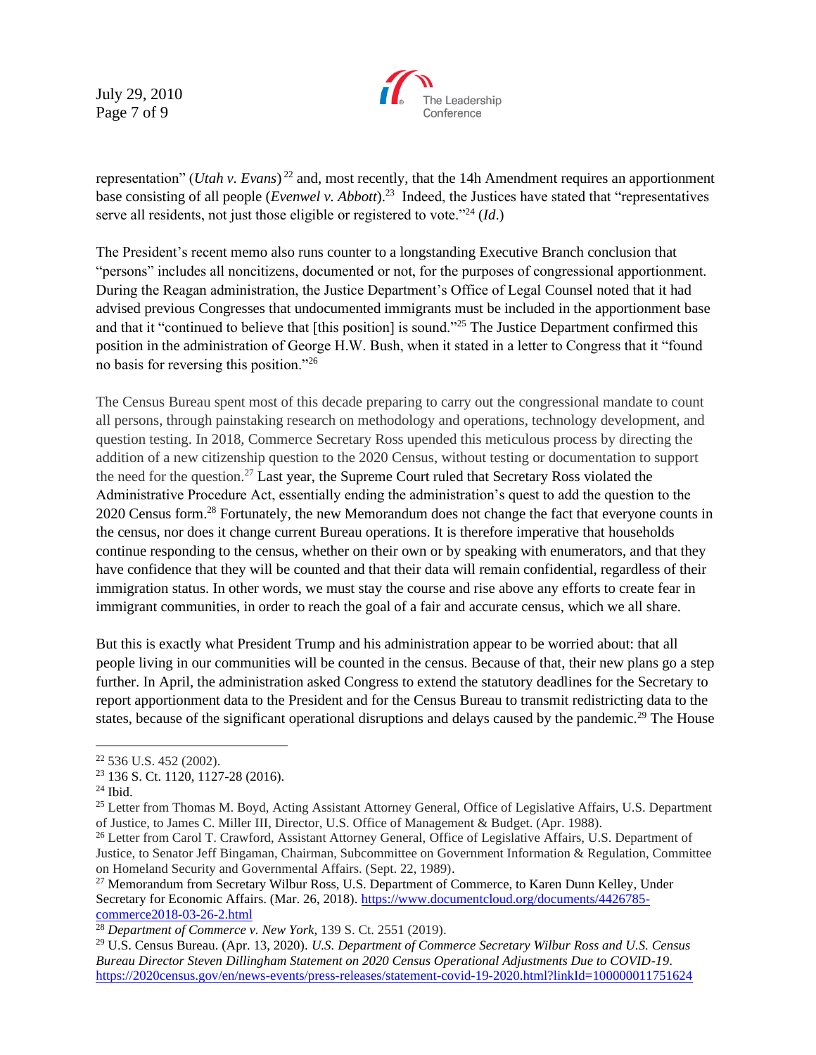representation" (*Utah v. Evans*)[22] and, most recently, that the 14h Amendment requires an apportionment base consisting of all people (*Evenwel v. Abbott*).[23] Indeed, the Justices have stated that "representatives serve all residents, not just those eligible or registered to vote."[24] (*Id*.)

The President's recent memo also runs counter to a longstanding Executive Branch conclusion that "persons" includes all noncitizens, documented or not, for the purposes of congressional apportionment. During the Reagan administration, the Justice Department's Office of Legal Counsel noted that it had advised previous Congresses that undocumented immigrants must be included in the apportionment base and that it "continued to believe that [this position] is sound."[25] The Justice Department confirmed this position in the administration of George H.W. Bush, when it stated in a letter to Congress that it "found no basis for reversing this position."[26]

The Census Bureau spent most of this decade preparing to carry out the congressional mandate to count all persons, through painstaking research on methodology and operations, technology development, and question testing. In 2018, Commerce Secretary Ross upended this meticulous process by directing the addition of a new citizenship question to the 2020 Census, without testing or documentation to support the need for the question.[27] Last year, the Supreme Court ruled that Secretary Ross violated the Administrative Procedure Act, essentially ending the administration's quest to add the question to the 2020 Census form.[28] Fortunately, the new Memorandum does not change the fact that everyone counts in the census, nor does it change current Bureau operations. It is therefore imperative that households continue responding to the census, whether on their own or by speaking with enumerators, and that they have confidence that they will be counted and that their data will remain confidential, regardless of their immigration status. In other words, we must stay the course and rise above any efforts to create fear in immigrant communities, in order to reach the goal of a fair and accurate census, which we all share.

But this is exactly what President Trump and his administration appear to be worried about: that all people living in our communities will be counted in the census. Because of that, their new plans go a step further. In April, the administration asked Congress to extend the statutory deadlines for the Secretary to report apportionment data to the President and for the Census Bureau to transmit redistricting data to the states, because of the significant operational disruptions and delays caused by the pandemic.[29] The House

---

[22] 536 U.S. 452 (2002).

[23] 136 S. Ct. 1120, 1127-28 (2016).

[24] Ibid.

[25] Letter from Thomas M. Boyd, Acting Assistant Attorney General, Office of Legislative Affairs, U.S. Department of Justice, to James C. Miller III, Director, U.S. Office of Management & Budget. (Apr. 1988).

[26] Letter from Carol T. Crawford, Assistant Attorney General, Office of Legislative Affairs, U.S. Department of Justice, to Senator Jeff Bingaman, Chairman, Subcommittee on Government Information & Regulation, Committee on Homeland Security and Governmental Affairs. (Sept. 22, 1989).

[27] Memorandum from Secretary Wilbur Ross, U.S. Department of Commerce, to Karen Dunn Kelley, Under Secretary for Economic Affairs. (Mar. 26, 2018). https://www.documentcloud.org/documents/4426785-commerce2018-03-26-2.html

[28] *Department of Commerce v. New York*, 139 S. Ct. 2551 (2019).

[29] U.S. Census Bureau. (Apr. 13, 2020). *U.S. Department of Commerce Secretary Wilbur Ross and U.S. Census Bureau Director Steven Dillingham Statement on 2020 Census Operational Adjustments Due to COVID-19*. https://2020census.gov/en/news-events/press-releases/statement-covid-19-2020.html?linkId=100000011751624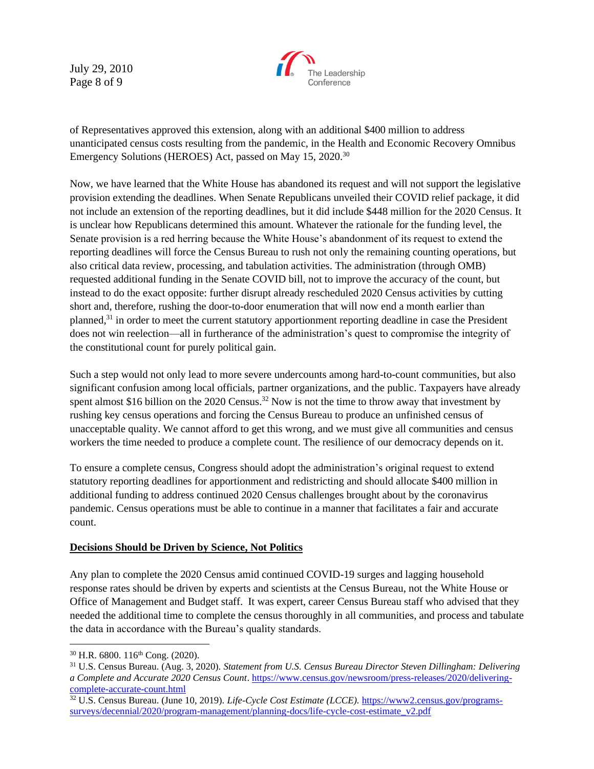of Representatives approved this extension, along with an additional $400 million to address unanticipated census costs resulting from the pandemic, in the Health and Economic Recovery Omnibus Emergency Solutions (HEROES) Act, passed on May 15, 2020.[30]

Now, we have learned that the White House has abandoned its request and will not support the legislative provision extending the deadlines. When Senate Republicans unveiled their COVID relief package, it did not include an extension of the reporting deadlines, but it did include $448 million for the 2020 Census. It is unclear how Republicans determined this amount. Whatever the rationale for the funding level, the Senate provision is a red herring because the White House's abandonment of its request to extend the reporting deadlines will force the Census Bureau to rush not only the remaining counting operations, but also critical data review, processing, and tabulation activities. The administration (through OMB) requested additional funding in the Senate COVID bill, not to improve the accuracy of the count, but instead to do the exact opposite: further disrupt already rescheduled 2020 Census activities by cutting short and, therefore, rushing the door-to-door enumeration that will now end a month earlier than planned,[31] in order to meet the current statutory apportionment reporting deadline in case the President does not win reelection—all in furtherance of the administration's quest to compromise the integrity of the constitutional count for purely political gain.

Such a step would not only lead to more severe undercounts among hard-to-count communities, but also significant confusion among local officials, partner organizations, and the public. Taxpayers have already spent almost $16 billion on the 2020 Census.[32] Now is not the time to throw away that investment by rushing key census operations and forcing the Census Bureau to produce an unfinished census of unacceptable quality. We cannot afford to get this wrong, and we must give all communities and census workers the time needed to produce a complete count. The resilience of our democracy depends on it.

To ensure a complete census, Congress should adopt the administration's original request to extend statutory reporting deadlines for apportionment and redistricting and should allocate $400 million in additional funding to address continued 2020 Census challenges brought about by the coronavirus pandemic. Census operations must be able to continue in a manner that facilitates a fair and accurate count.

**Decisions Should be Driven by Science, Not Politics**

Any plan to complete the 2020 Census amid continued COVID-19 surges and lagging household response rates should be driven by experts and scientists at the Census Bureau, not the White House or Office of Management and Budget staff. It was expert, career Census Bureau staff who advised that they needed the additional time to complete the census thoroughly in all communities, and process and tabulate the data in accordance with the Bureau's quality standards.

---

[30] H.R. 6800. 116th Cong. (2020).

[31] U.S. Census Bureau. (Aug. 3, 2020). *Statement from U.S. Census Bureau Director Steven Dillingham: Delivering a Complete and Accurate 2020 Census Count*. https://www.census.gov/newsroom/press-releases/2020/delivering-complete-accurate-count.html

[32] U.S. Census Bureau. (June 10, 2019). *Life-Cycle Cost Estimate (LCCE).* https://www2.census.gov/programs-surveys/decennial/2020/program-management/planning-docs/life-cycle-cost-estimate_v2.pdf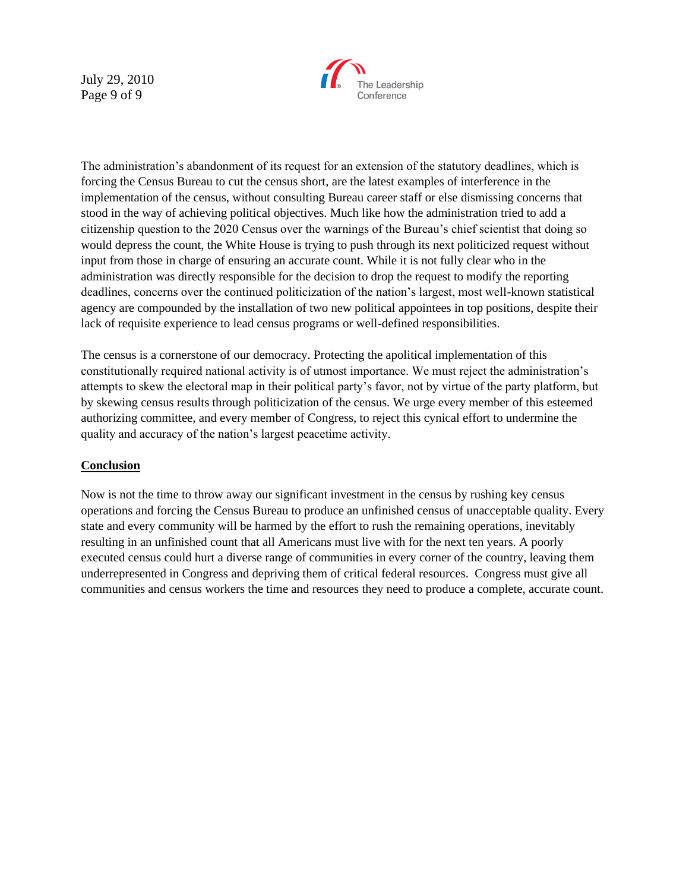The administration's abandonment of its request for an extension of the statutory deadlines, which is forcing the Census Bureau to cut the census short, are the latest examples of interference in the implementation of the census, without consulting Bureau career staff or else dismissing concerns that stood in the way of achieving political objectives. Much like how the administration tried to add a citizenship question to the 2020 Census over the warnings of the Bureau's chief scientist that doing so would depress the count, the White House is trying to push through its next politicized request without input from those in charge of ensuring an accurate count. While it is not fully clear who in the administration was directly responsible for the decision to drop the request to modify the reporting deadlines, concerns over the continued politicization of the nation's largest, most well-known statistical agency are compounded by the installation of two new political appointees in top positions, despite their lack of requisite experience to lead census programs or well-defined responsibilities.

The census is a cornerstone of our democracy. Protecting the apolitical implementation of this constitutionally required national activity is of utmost importance. We must reject the administration's attempts to skew the electoral map in their political party's favor, not by virtue of the party platform, but by skewing census results through politicization of the census. We urge every member of this esteemed authorizing committee, and every member of Congress, to reject this cynical effort to undermine the quality and accuracy of the nation's largest peacetime activity.

## Conclusion

Now is not the time to throw away our significant investment in the census by rushing key census operations and forcing the Census Bureau to produce an unfinished census of unacceptable quality. Every state and every community will be harmed by the effort to rush the remaining operations, inevitably resulting in an unfinished count that all Americans must live with for the next ten years. A poorly executed census could hurt a diverse range of communities in every corner of the country, leaving them underrepresented in Congress and depriving them of critical federal resources. Congress must give all communities and census workers the time and resources they need to produce a complete, accurate count.